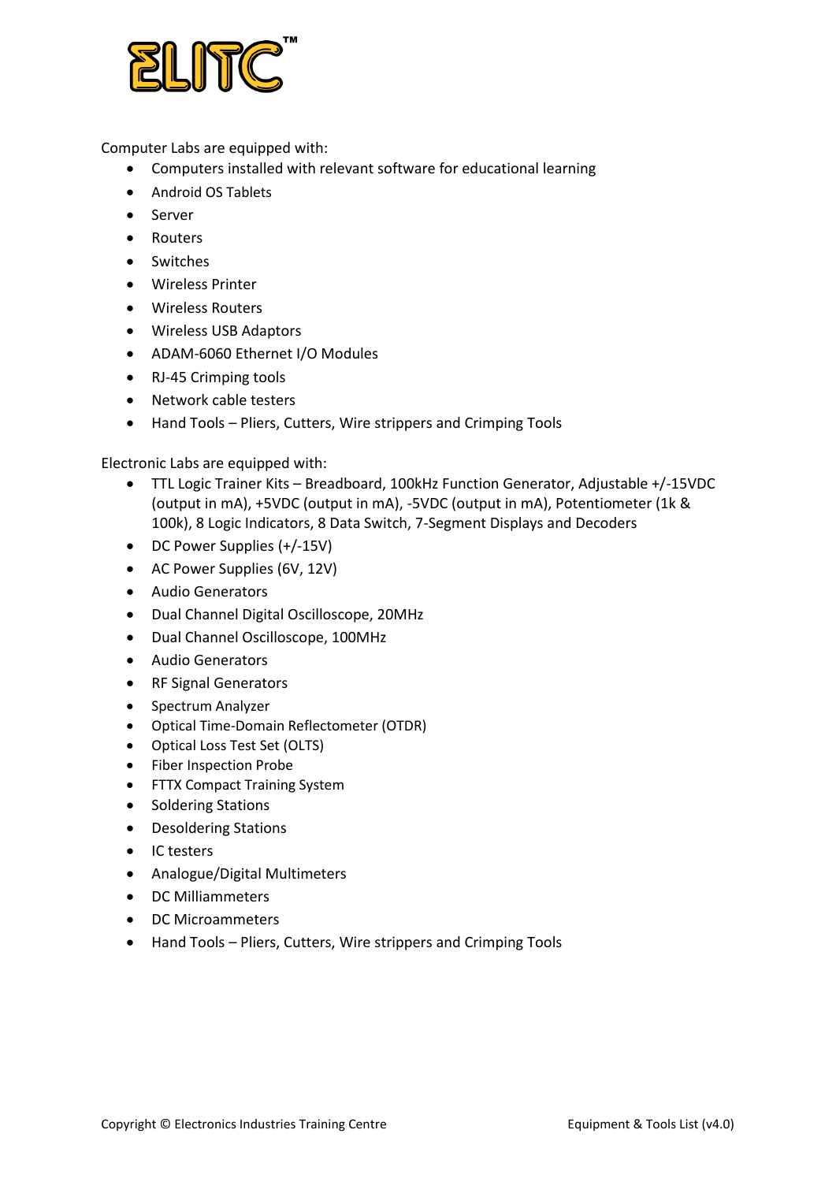ELITC™

Computer Labs are equipped with:

- Computers installed with relevant software for educational learning
- Android OS Tablets
- Server
- Routers
- Switches
- Wireless Printer
- Wireless Routers
- Wireless USB Adaptors
- ADAM-6060 Ethernet I/O Modules
- RJ-45 Crimping tools
- Network cable testers
- Hand Tools – Pliers, Cutters, Wire strippers and Crimping Tools

Electronic Labs are equipped with:

- TTL Logic Trainer Kits – Breadboard, 100kHz Function Generator, Adjustable +/-15VDC (output in mA), +5VDC (output in mA), -5VDC (output in mA), Potentiometer (1k & 100k), 8 Logic Indicators, 8 Data Switch, 7-Segment Displays and Decoders
- DC Power Supplies (+/-15V)
- AC Power Supplies (6V, 12V)
- Audio Generators
- Dual Channel Digital Oscilloscope, 20MHz
- Dual Channel Oscilloscope, 100MHz
- Audio Generators
- RF Signal Generators
- Spectrum Analyzer
- Optical Time-Domain Reflectometer (OTDR)
- Optical Loss Test Set (OLTS)
- Fiber Inspection Probe
- FTTX Compact Training System
- Soldering Stations
- Desoldering Stations
- IC testers
- Analogue/Digital Multimeters
- DC Milliammeters
- DC Microammeters
- Hand Tools – Pliers, Cutters, Wire strippers and Crimping Tools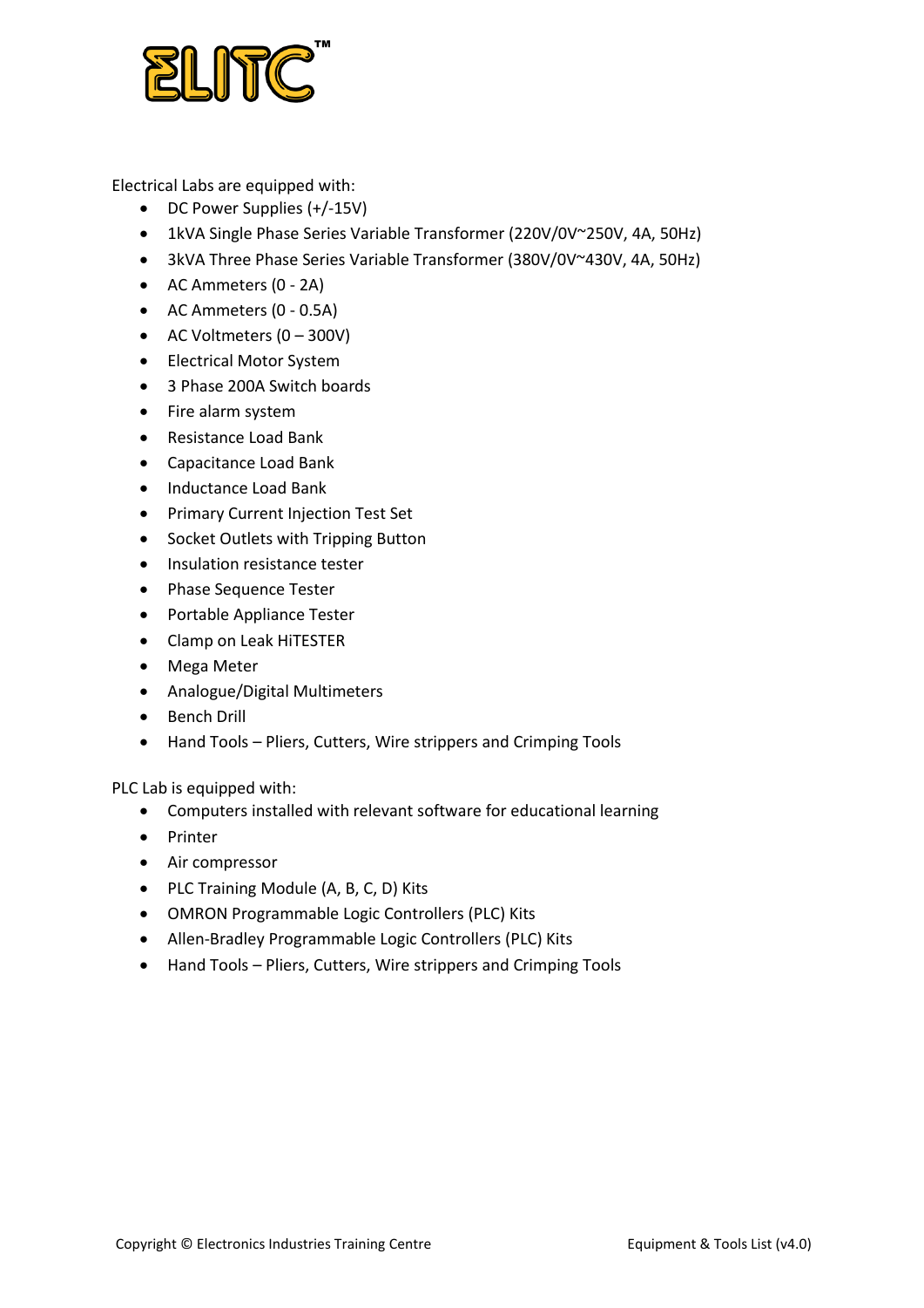Electrical Labs are equipped with:

- DC Power Supplies (+/-15V)
- 1kVA Single Phase Series Variable Transformer (220V/0V~250V, 4A, 50Hz)
- 3kVA Three Phase Series Variable Transformer (380V/0V~430V, 4A, 50Hz)
- AC Ammeters (0 - 2A)
- AC Ammeters (0 - 0.5A)
- AC Voltmeters (0 – 300V)
- Electrical Motor System
- 3 Phase 200A Switch boards
- Fire alarm system
- Resistance Load Bank
- Capacitance Load Bank
- Inductance Load Bank
- Primary Current Injection Test Set
- Socket Outlets with Tripping Button
- Insulation resistance tester
- Phase Sequence Tester
- Portable Appliance Tester
- Clamp on Leak HiTESTER
- Mega Meter
- Analogue/Digital Multimeters
- Bench Drill
- Hand Tools – Pliers, Cutters, Wire strippers and Crimping Tools

PLC Lab is equipped with:

- Computers installed with relevant software for educational learning
- Printer
- Air compressor
- PLC Training Module (A, B, C, D) Kits
- OMRON Programmable Logic Controllers (PLC) Kits
- Allen-Bradley Programmable Logic Controllers (PLC) Kits
- Hand Tools – Pliers, Cutters, Wire strippers and Crimping Tools